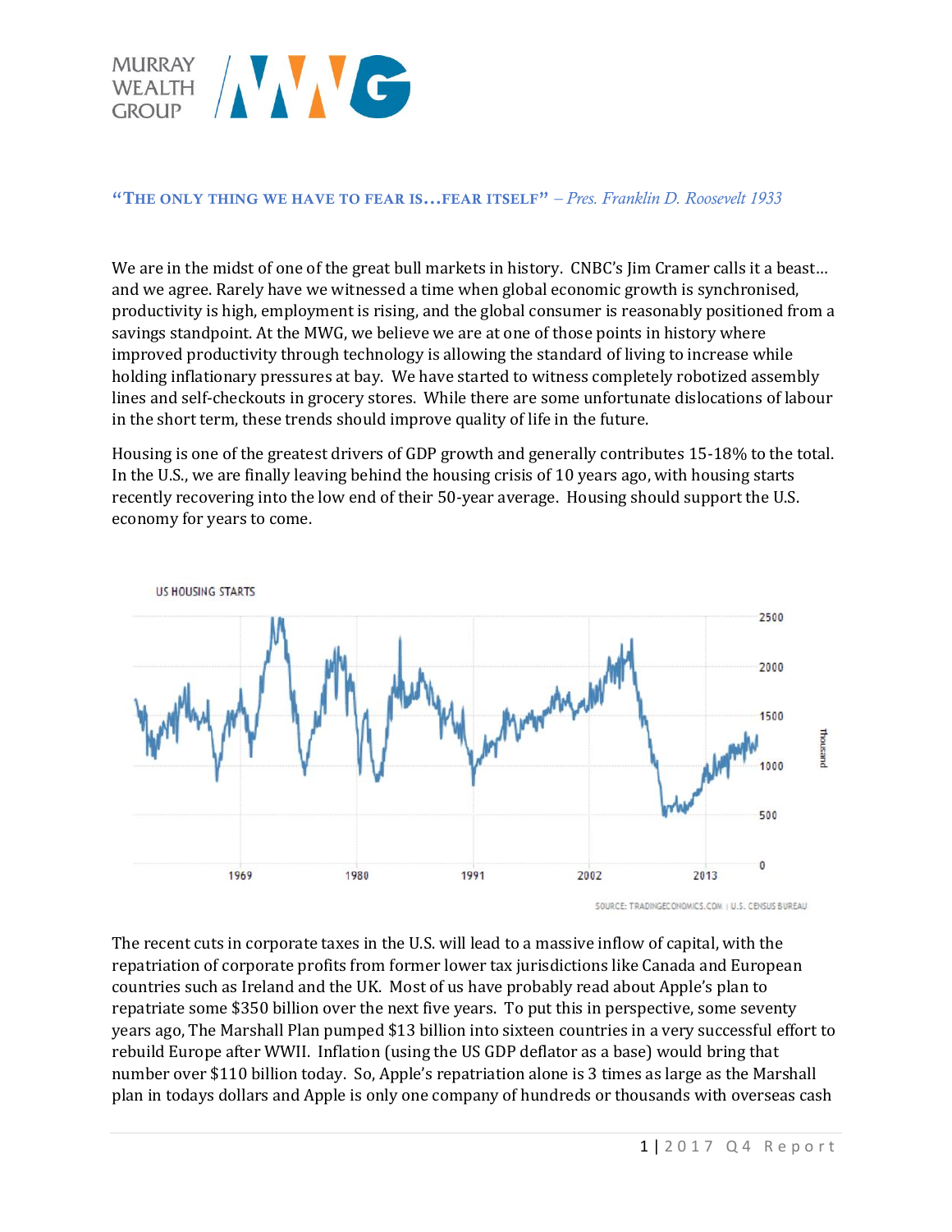MURRAY WEALTH GROUP

**"THE ONLY THING WE HAVE TO FEAR IS…FEAR ITSELF"** – *Pres. Franklin D. Roosevelt 1933*

We are in the midst of one of the great bull markets in history. CNBC's Jim Cramer calls it a beast… and we agree. Rarely have we witnessed a time when global economic growth is synchronised, productivity is high, employment is rising, and the global consumer is reasonably positioned from a savings standpoint. At the MWG, we believe we are at one of those points in history where improved productivity through technology is allowing the standard of living to increase while holding inflationary pressures at bay. We have started to witness completely robotized assembly lines and self-checkouts in grocery stores. While there are some unfortunate dislocations of labour in the short term, these trends should improve quality of life in the future.

Housing is one of the greatest drivers of GDP growth and generally contributes 15-18% to the total. In the U.S., we are finally leaving behind the housing crisis of 10 years ago, with housing starts recently recovering into the low end of their 50-year average. Housing should support the U.S. economy for years to come.

US HOUSING STARTS

SOURCE: TRADINGECONOMICS.COM | U.S. CENSUS BUREAU

The recent cuts in corporate taxes in the U.S. will lead to a massive inflow of capital, with the repatriation of corporate profits from former lower tax jurisdictions like Canada and European countries such as Ireland and the UK. Most of us have probably read about Apple's plan to repatriate some $350 billion over the next five years. To put this in perspective, some seventy years ago, The Marshall Plan pumped $13 billion into sixteen countries in a very successful effort to rebuild Europe after WWII. Inflation (using the US GDP deflator as a base) would bring that number over $110 billion today. So, Apple's repatriation alone is 3 times as large as the Marshall plan in todays dollars and Apple is only one company of hundreds or thousands with overseas cash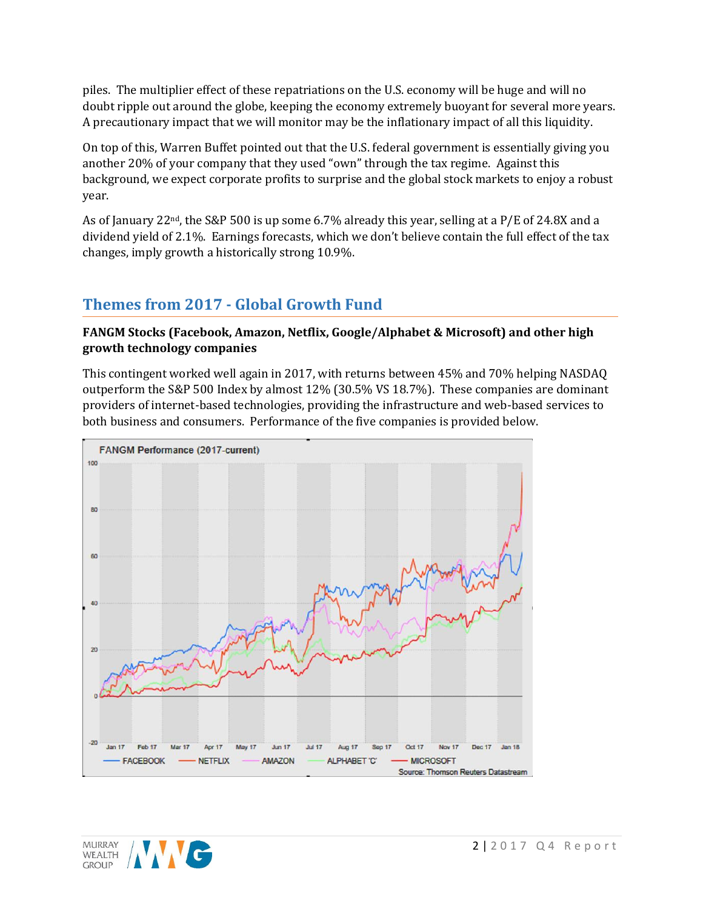piles. The multiplier effect of these repatriations on the U.S. economy will be huge and will no doubt ripple out around the globe, keeping the economy extremely buoyant for several more years. A precautionary impact that we will monitor may be the inflationary impact of all this liquidity.

On top of this, Warren Buffet pointed out that the U.S. federal government is essentially giving you another 20% of your company that they used "own" through the tax regime. Against this background, we expect corporate profits to surprise and the global stock markets to enjoy a robust year.

As of January 22nd, the S&P 500 is up some 6.7% already this year, selling at a P/E of 24.8X and a dividend yield of 2.1%. Earnings forecasts, which we don't believe contain the full effect of the tax changes, imply growth a historically strong 10.9%.

## Themes from 2017 - Global Growth Fund

**FANGM Stocks (Facebook, Amazon, Netflix, Google/Alphabet & Microsoft) and other high growth technology companies**

This contingent worked well again in 2017, with returns between 45% and 70% helping NASDAQ outperform the S&P 500 Index by almost 12% (30.5% VS 18.7%). These companies are dominant providers of internet-based technologies, providing the infrastructure and web-based services to both business and consumers. Performance of the five companies is provided below.

FANGM Performance (2017-current)

Source: Thomson Reuters Datastream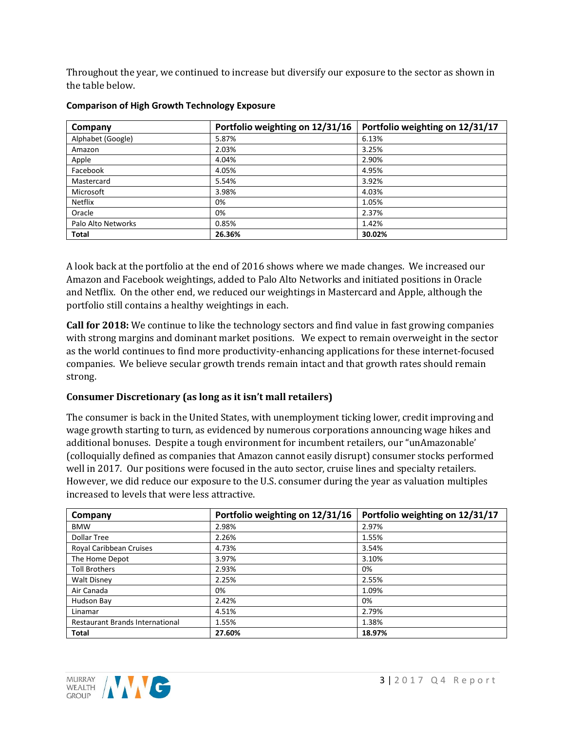Throughout the year, we continued to increase but diversify our exposure to the sector as shown in the table below.

**Comparison of High Growth Technology Exposure**

| Company | Portfolio weighting on 12/31/16 | Portfolio weighting on 12/31/17 |
| --- | --- | --- |
| Alphabet (Google) | 5.87% | 6.13% |
| Amazon | 2.03% | 3.25% |
| Apple | 4.04% | 2.90% |
| Facebook | 4.05% | 4.95% |
| Mastercard | 5.54% | 3.92% |
| Microsoft | 3.98% | 4.03% |
| Netflix | 0% | 1.05% |
| Oracle | 0% | 2.37% |
| Palo Alto Networks | 0.85% | 1.42% |
| **Total** | **26.36%** | **30.02%** |

A look back at the portfolio at the end of 2016 shows where we made changes. We increased our Amazon and Facebook weightings, added to Palo Alto Networks and initiated positions in Oracle and Netflix. On the other end, we reduced our weightings in Mastercard and Apple, although the portfolio still contains a healthy weightings in each.

**Call for 2018:** We continue to like the technology sectors and find value in fast growing companies with strong margins and dominant market positions. We expect to remain overweight in the sector as the world continues to find more productivity-enhancing applications for these internet-focused companies. We believe secular growth trends remain intact and that growth rates should remain strong.

### Consumer Discretionary (as long as it isn't mall retailers)

The consumer is back in the United States, with unemployment ticking lower, credit improving and wage growth starting to turn, as evidenced by numerous corporations announcing wage hikes and additional bonuses. Despite a tough environment for incumbent retailers, our "unAmazonable' (colloquially defined as companies that Amazon cannot easily disrupt) consumer stocks performed well in 2017. Our positions were focused in the auto sector, cruise lines and specialty retailers. However, we did reduce our exposure to the U.S. consumer during the year as valuation multiples increased to levels that were less attractive.

| Company | Portfolio weighting on 12/31/16 | Portfolio weighting on 12/31/17 |
| --- | --- | --- |
| BMW | 2.98% | 2.97% |
| Dollar Tree | 2.26% | 1.55% |
| Royal Caribbean Cruises | 4.73% | 3.54% |
| The Home Depot | 3.97% | 3.10% |
| Toll Brothers | 2.93% | 0% |
| Walt Disney | 2.25% | 2.55% |
| Air Canada | 0% | 1.09% |
| Hudson Bay | 2.42% | 0% |
| Linamar | 4.51% | 2.79% |
| Restaurant Brands International | 1.55% | 1.38% |
| **Total** | **27.60%** | **18.97%** |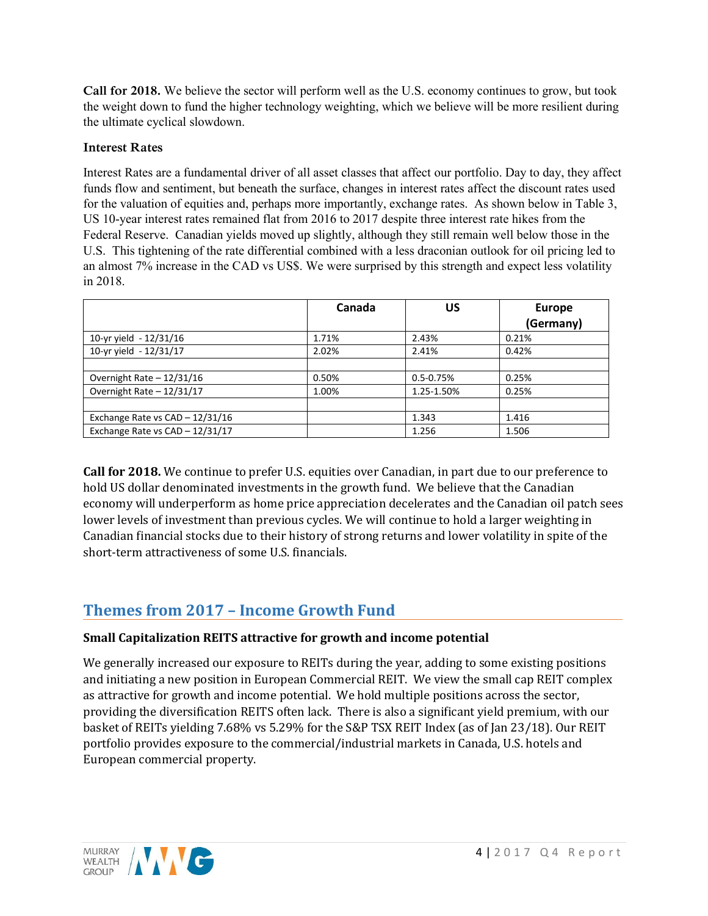**Call for 2018.** We believe the sector will perform well as the U.S. economy continues to grow, but took the weight down to fund the higher technology weighting, which we believe will be more resilient during the ultimate cyclical slowdown.

### Interest Rates

Interest Rates are a fundamental driver of all asset classes that affect our portfolio. Day to day, they affect funds flow and sentiment, but beneath the surface, changes in interest rates affect the discount rates used for the valuation of equities and, perhaps more importantly, exchange rates. As shown below in Table 3, US 10-year interest rates remained flat from 2016 to 2017 despite three interest rate hikes from the Federal Reserve. Canadian yields moved up slightly, although they still remain well below those in the U.S. This tightening of the rate differential combined with a less draconian outlook for oil pricing led to an almost 7% increase in the CAD vs US$. We were surprised by this strength and expect less volatility in 2018.

| | Canada | US | Europe (Germany) |
|---|---|---|---|
| 10-yr yield - 12/31/16 | 1.71% | 2.43% | 0.21% |
| 10-yr yield - 12/31/17 | 2.02% | 2.41% | 0.42% |
| | | | |
| Overnight Rate – 12/31/16 | 0.50% | 0.5-0.75% | 0.25% |
| Overnight Rate – 12/31/17 | 1.00% | 1.25-1.50% | 0.25% |
| | | | |
| Exchange Rate vs CAD – 12/31/16 | | 1.343 | 1.416 |
| Exchange Rate vs CAD – 12/31/17 | | 1.256 | 1.506 |

**Call for 2018.** We continue to prefer U.S. equities over Canadian, in part due to our preference to hold US dollar denominated investments in the growth fund. We believe that the Canadian economy will underperform as home price appreciation decelerates and the Canadian oil patch sees lower levels of investment than previous cycles. We will continue to hold a larger weighting in Canadian financial stocks due to their history of strong returns and lower volatility in spite of the short-term attractiveness of some U.S. financials.

## Themes from 2017 – Income Growth Fund

### Small Capitalization REITS attractive for growth and income potential

We generally increased our exposure to REITs during the year, adding to some existing positions and initiating a new position in European Commercial REIT. We view the small cap REIT complex as attractive for growth and income potential. We hold multiple positions across the sector, providing the diversification REITS often lack. There is also a significant yield premium, with our basket of REITs yielding 7.68% vs 5.29% for the S&P TSX REIT Index (as of Jan 23/18). Our REIT portfolio provides exposure to the commercial/industrial markets in Canada, U.S. hotels and European commercial property.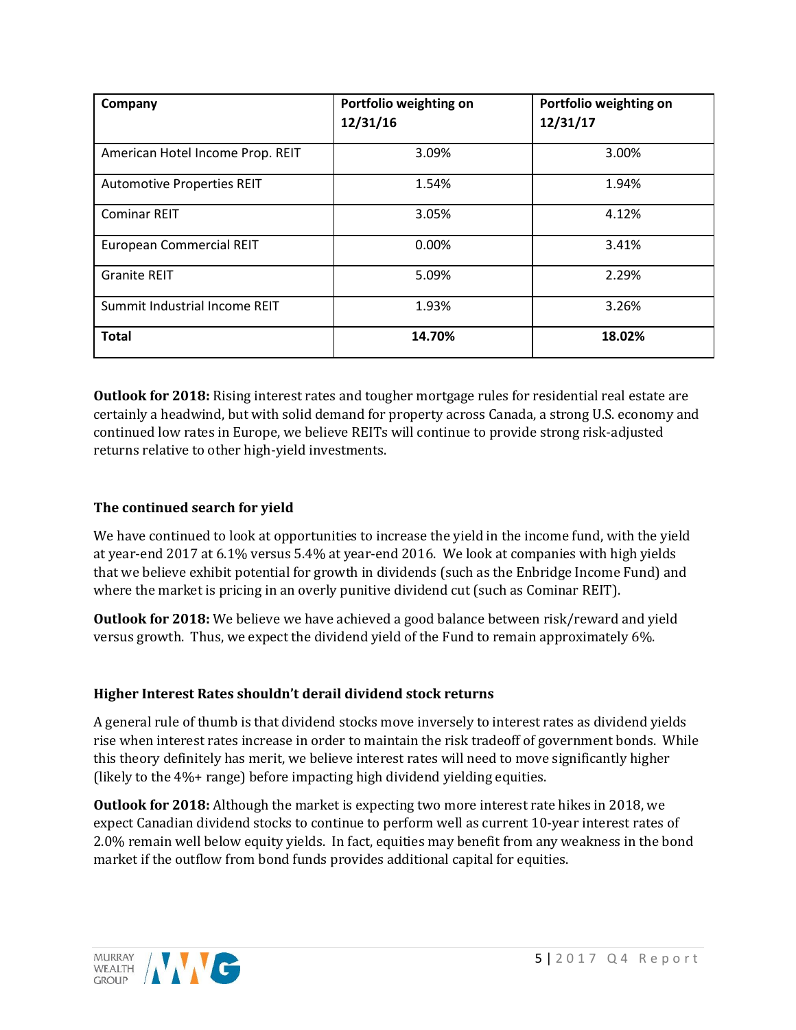| Company | Portfolio weighting on 12/31/16 | Portfolio weighting on 12/31/17 |
|---|---|---|
| American Hotel Income Prop. REIT | 3.09% | 3.00% |
| Automotive Properties REIT | 1.54% | 1.94% |
| Cominar REIT | 3.05% | 4.12% |
| European Commercial REIT | 0.00% | 3.41% |
| Granite REIT | 5.09% | 2.29% |
| Summit Industrial Income REIT | 1.93% | 3.26% |
| **Total** | **14.70%** | **18.02%** |

**Outlook for 2018:** Rising interest rates and tougher mortgage rules for residential real estate are certainly a headwind, but with solid demand for property across Canada, a strong U.S. economy and continued low rates in Europe, we believe REITs will continue to provide strong risk-adjusted returns relative to other high-yield investments.

### The continued search for yield

We have continued to look at opportunities to increase the yield in the income fund, with the yield at year-end 2017 at 6.1% versus 5.4% at year-end 2016. We look at companies with high yields that we believe exhibit potential for growth in dividends (such as the Enbridge Income Fund) and where the market is pricing in an overly punitive dividend cut (such as Cominar REIT).

**Outlook for 2018:** We believe we have achieved a good balance between risk/reward and yield versus growth. Thus, we expect the dividend yield of the Fund to remain approximately 6%.

### Higher Interest Rates shouldn't derail dividend stock returns

A general rule of thumb is that dividend stocks move inversely to interest rates as dividend yields rise when interest rates increase in order to maintain the risk tradeoff of government bonds. While this theory definitely has merit, we believe interest rates will need to move significantly higher (likely to the 4%+ range) before impacting high dividend yielding equities.

**Outlook for 2018:** Although the market is expecting two more interest rate hikes in 2018, we expect Canadian dividend stocks to continue to perform well as current 10-year interest rates of 2.0% remain well below equity yields. In fact, equities may benefit from any weakness in the bond market if the outflow from bond funds provides additional capital for equities.